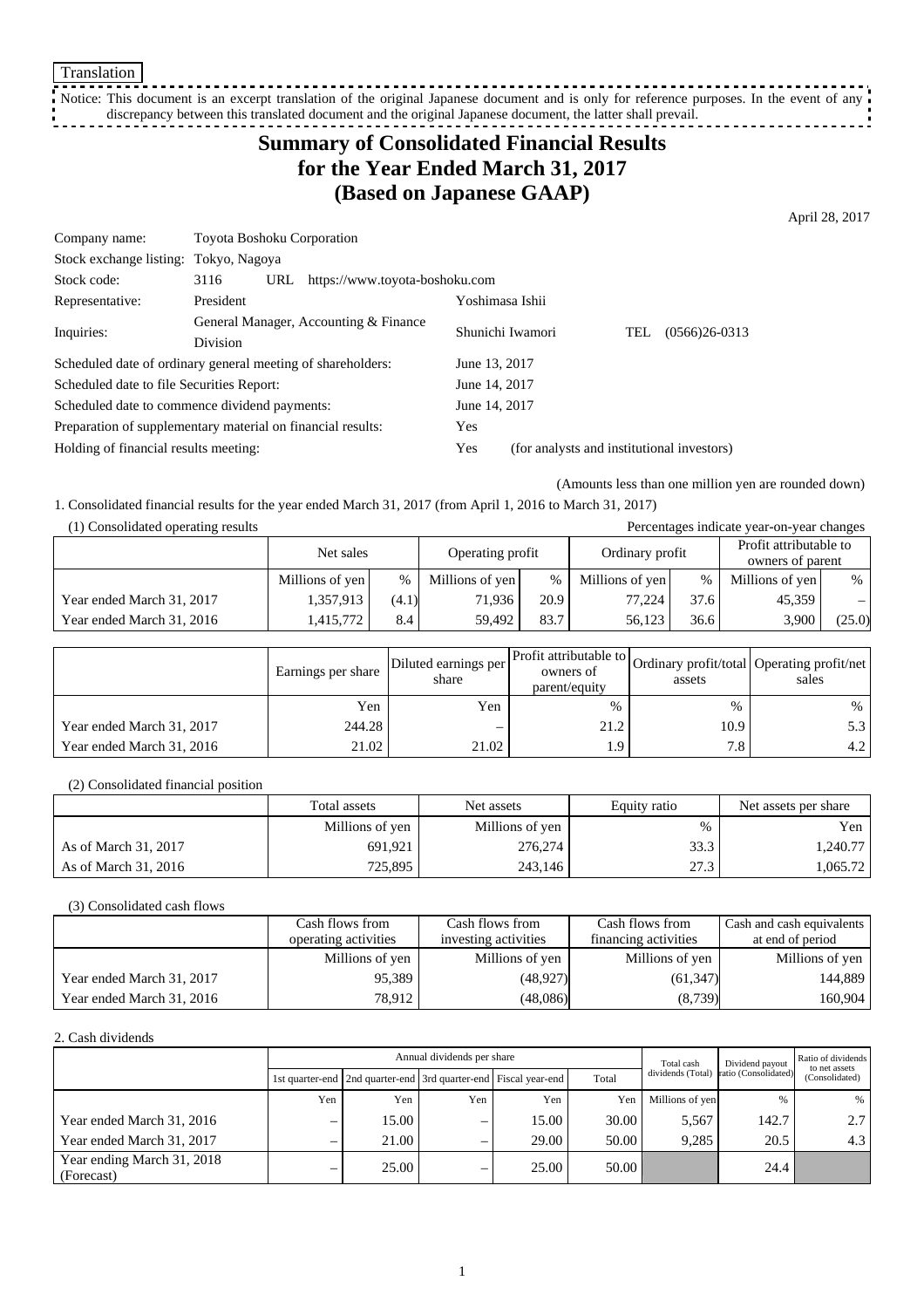Translation

Notice: This document is an excerpt translation of the original Japanese document and is only for reference purposes. In the event of any discrepancy between this translated document and the original Japanese document, the latter shall prevail.

# Summary of Consolidated Financial Results for the Year Ended March 31, 2017 (Based on Japanese GAAP)

April 28, 2017

| | | | | |
|---|---|---|---|---|
| Company name: | Toyota Boshoku Corporation | | | |
| Stock exchange listing: | Tokyo, Nagoya | | | |
| Stock code: | 3116 URL https://www.toyota-boshoku.com | | | |
| Representative: | President | Yoshimasa Ishii | | |
| Inquiries: | General Manager, Accounting & Finance Division | Shunichi Iwamori | TEL | (0566)26-0313 |

Scheduled date of ordinary general meeting of shareholders: June 13, 2017
Scheduled date to file Securities Report: June 14, 2017
Scheduled date to commence dividend payments: June 14, 2017
Preparation of supplementary material on financial results: Yes
Holding of financial results meeting: Yes (for analysts and institutional investors)

(Amounts less than one million yen are rounded down)

1. Consolidated financial results for the year ended March 31, 2017 (from April 1, 2016 to March 31, 2017)

(1) Consolidated operating results

Percentages indicate year-on-year changes

| | Net sales | | Operating profit | | Ordinary profit | | Profit attributable to owners of parent | |
|---|---|---|---|---|---|---|---|---|
| | Millions of yen | % | Millions of yen | % | Millions of yen | % | Millions of yen | % |
| Year ended March 31, 2017 | 1,357,913 | (4.1) | 71,936 | 20.9 | 77,224 | 37.6 | 45,359 | – |
| Year ended March 31, 2016 | 1,415,772 | 8.4 | 59,492 | 83.7 | 56,123 | 36.6 | 3,900 | (25.0) |

| | Earnings per share | Diluted earnings per share | Profit attributable to owners of parent/equity | Ordinary profit/total assets | Operating profit/net sales |
|---|---|---|---|---|---|
| | Yen | Yen | % | % | % |
| Year ended March 31, 2017 | 244.28 | – | 21.2 | 10.9 | 5.3 |
| Year ended March 31, 2016 | 21.02 | 21.02 | 1.9 | 7.8 | 4.2 |

(2) Consolidated financial position

| | Total assets | Net assets | Equity ratio | Net assets per share |
|---|---|---|---|---|
| | Millions of yen | Millions of yen | % | Yen |
| As of March 31, 2017 | 691,921 | 276,274 | 33.3 | 1,240.77 |
| As of March 31, 2016 | 725,895 | 243,146 | 27.3 | 1,065.72 |

(3) Consolidated cash flows

| | Cash flows from operating activities | Cash flows from investing activities | Cash flows from financing activities | Cash and cash equivalents at end of period |
|---|---|---|---|---|
| | Millions of yen | Millions of yen | Millions of yen | Millions of yen |
| Year ended March 31, 2017 | 95,389 | (48,927) | (61,347) | 144,889 |
| Year ended March 31, 2016 | 78,912 | (48,086) | (8,739) | 160,904 |

2. Cash dividends

| | Annual dividends per share | | | | | Total cash dividends (Total) | Dividend payout ratio (Consolidated) | Ratio of dividends to net assets (Consolidated) |
|---|---|---|---|---|---|---|---|---|
| | 1st quarter-end | 2nd quarter-end | 3rd quarter-end | Fiscal year-end | Total | | | |
| | Yen | Yen | Yen | Yen | Yen | Millions of yen | % | % |
| Year ended March 31, 2016 | – | 15.00 | – | 15.00 | 30.00 | 5,567 | 142.7 | 2.7 |
| Year ended March 31, 2017 | – | 21.00 | – | 29.00 | 50.00 | 9,285 | 20.5 | 4.3 |
| Year ending March 31, 2018 (Forecast) | – | 25.00 | – | 25.00 | 50.00 | | 24.4 | |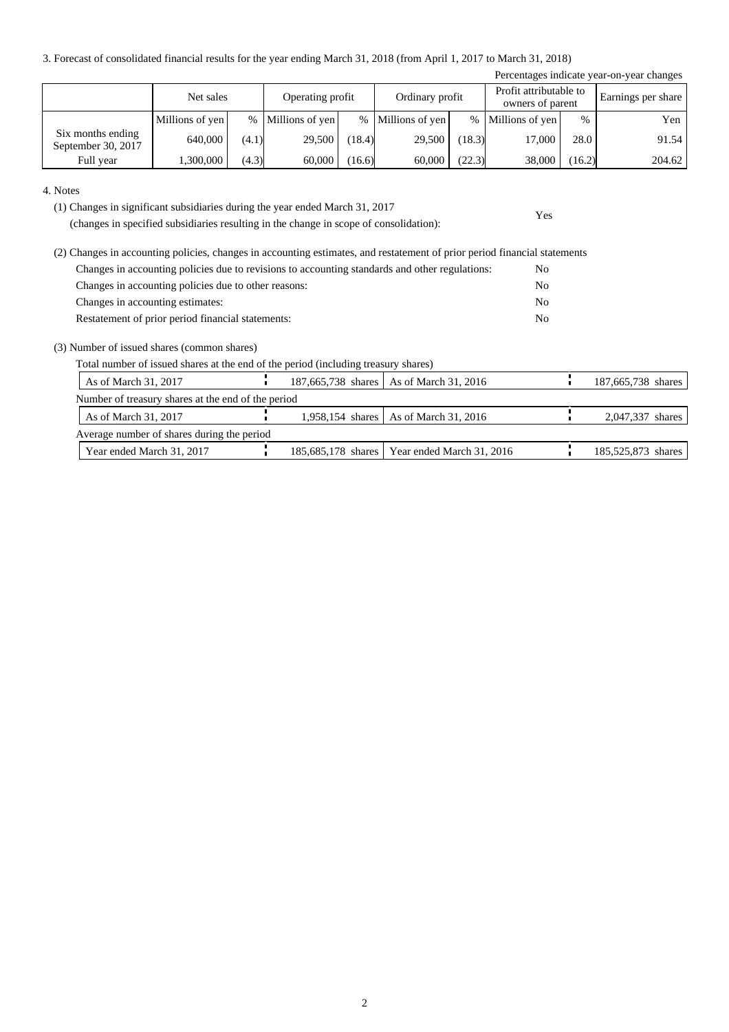3. Forecast of consolidated financial results for the year ending March 31, 2018 (from April 1, 2017 to March 31, 2018)

Percentages indicate year-on-year changes

| | Net sales | | Operating profit | | Ordinary profit | | Profit attributable to owners of parent | | Earnings per share |
|---|---|---|---|---|---|---|---|---|---|
| | Millions of yen | % | Millions of yen | % | Millions of yen | % | Millions of yen | % | Yen |
| Six months ending September 30, 2017 | 640,000 | (4.1) | 29,500 | (18.4) | 29,500 | (18.3) | 17,000 | 28.0 | 91.54 |
| Full year | 1,300,000 | (4.3) | 60,000 | (16.6) | 60,000 | (22.3) | 38,000 | (16.2) | 204.62 |

4. Notes

(1) Changes in significant subsidiaries during the year ended March 31, 2017 (changes in specified subsidiaries resulting in the change in scope of consolidation): Yes

(2) Changes in accounting policies, changes in accounting estimates, and restatement of prior period financial statements

- Changes in accounting policies due to revisions to accounting standards and other regulations: No
- Changes in accounting policies due to other reasons: No
- Changes in accounting estimates: No
- Restatement of prior period financial statements: No

(3) Number of issued shares (common shares)

Total number of issued shares at the end of the period (including treasury shares)

| As of March 31, 2017 | 187,665,738 shares | As of March 31, 2016 | 187,665,738 shares |
|---|---|---|---|

Number of treasury shares at the end of the period

| As of March 31, 2017 | 1,958,154 shares | As of March 31, 2016 | 2,047,337 shares |
|---|---|---|---|

Average number of shares during the period

| Year ended March 31, 2017 | 185,685,178 shares | Year ended March 31, 2016 | 185,525,873 shares |
|---|---|---|---|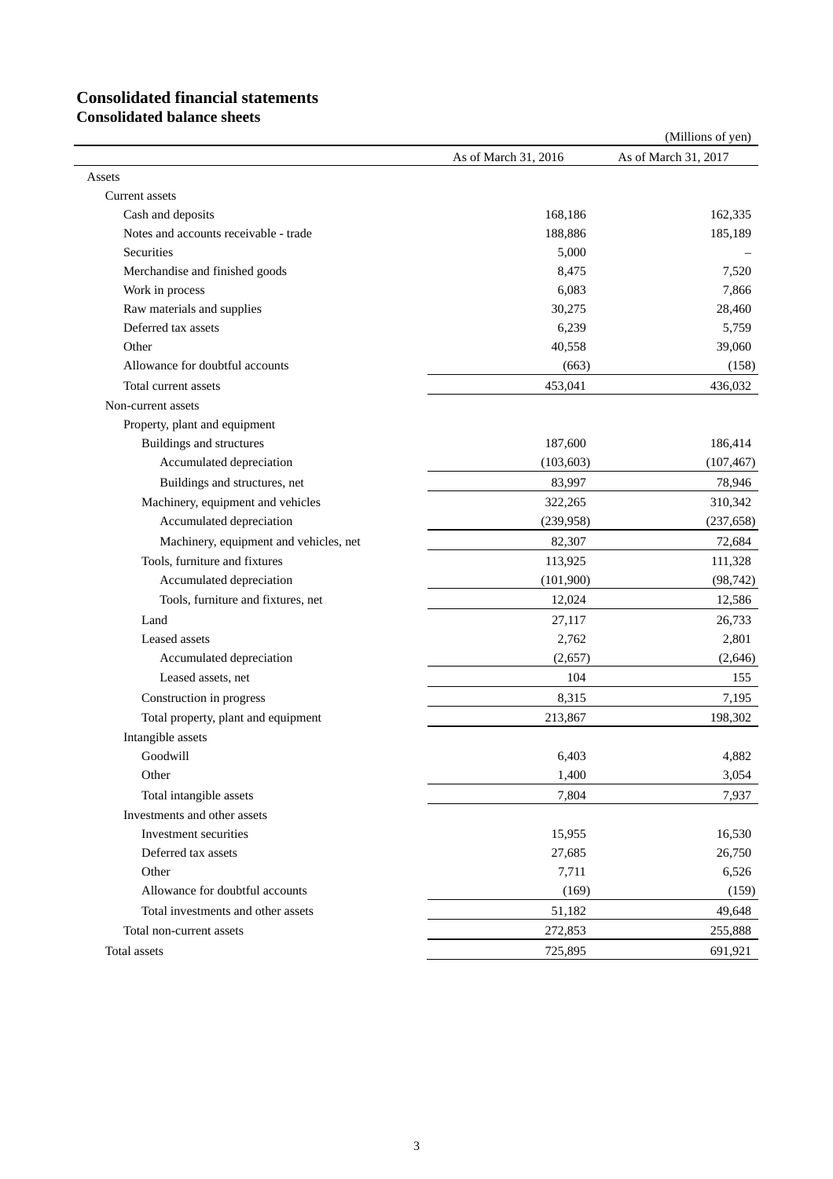# Consolidated financial statements

## Consolidated balance sheets

(Millions of yen)

| | As of March 31, 2016 | As of March 31, 2017 |
|---|---|---|
| Assets | | |
| Current assets | | |
| Cash and deposits | 168,186 | 162,335 |
| Notes and accounts receivable - trade | 188,886 | 185,189 |
| Securities | 5,000 | – |
| Merchandise and finished goods | 8,475 | 7,520 |
| Work in process | 6,083 | 7,866 |
| Raw materials and supplies | 30,275 | 28,460 |
| Deferred tax assets | 6,239 | 5,759 |
| Other | 40,558 | 39,060 |
| Allowance for doubtful accounts | (663) | (158) |
| Total current assets | 453,041 | 436,032 |
| Non-current assets | | |
| Property, plant and equipment | | |
| Buildings and structures | 187,600 | 186,414 |
| Accumulated depreciation | (103,603) | (107,467) |
| Buildings and structures, net | 83,997 | 78,946 |
| Machinery, equipment and vehicles | 322,265 | 310,342 |
| Accumulated depreciation | (239,958) | (237,658) |
| Machinery, equipment and vehicles, net | 82,307 | 72,684 |
| Tools, furniture and fixtures | 113,925 | 111,328 |
| Accumulated depreciation | (101,900) | (98,742) |
| Tools, furniture and fixtures, net | 12,024 | 12,586 |
| Land | 27,117 | 26,733 |
| Leased assets | 2,762 | 2,801 |
| Accumulated depreciation | (2,657) | (2,646) |
| Leased assets, net | 104 | 155 |
| Construction in progress | 8,315 | 7,195 |
| Total property, plant and equipment | 213,867 | 198,302 |
| Intangible assets | | |
| Goodwill | 6,403 | 4,882 |
| Other | 1,400 | 3,054 |
| Total intangible assets | 7,804 | 7,937 |
| Investments and other assets | | |
| Investment securities | 15,955 | 16,530 |
| Deferred tax assets | 27,685 | 26,750 |
| Other | 7,711 | 6,526 |
| Allowance for doubtful accounts | (169) | (159) |
| Total investments and other assets | 51,182 | 49,648 |
| Total non-current assets | 272,853 | 255,888 |
| Total assets | 725,895 | 691,921 |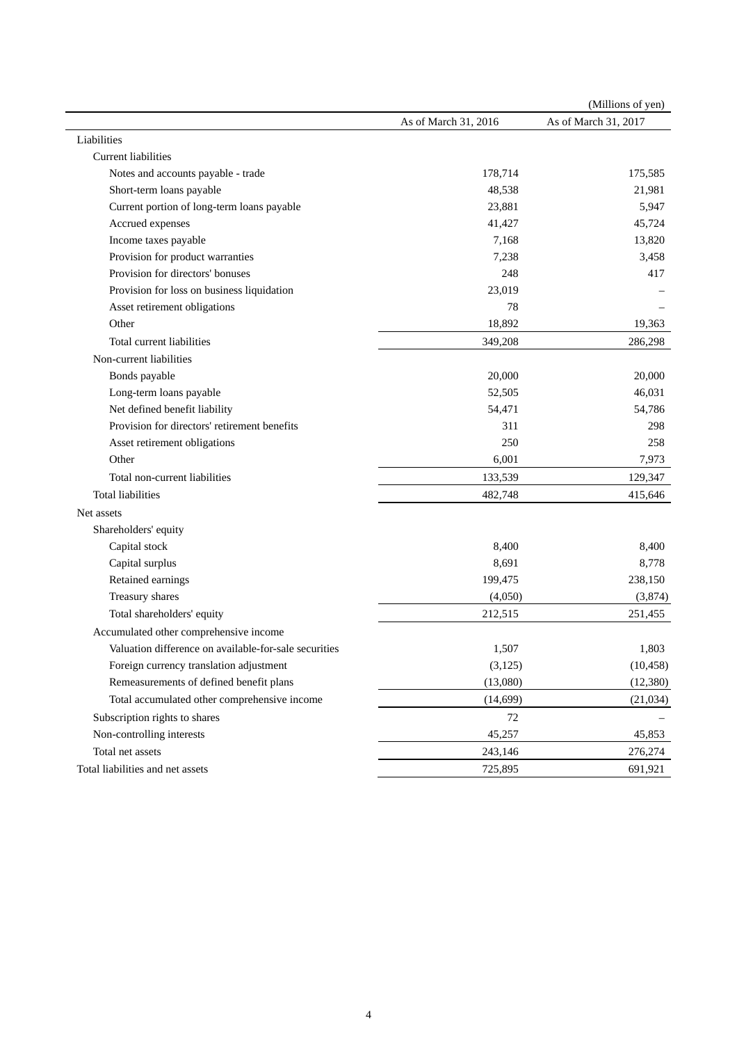(Millions of yen)

| | As of March 31, 2016 | As of March 31, 2017 |
|---|---|---|
| Liabilities | | |
| Current liabilities | | |
| Notes and accounts payable - trade | 178,714 | 175,585 |
| Short-term loans payable | 48,538 | 21,981 |
| Current portion of long-term loans payable | 23,881 | 5,947 |
| Accrued expenses | 41,427 | 45,724 |
| Income taxes payable | 7,168 | 13,820 |
| Provision for product warranties | 7,238 | 3,458 |
| Provision for directors' bonuses | 248 | 417 |
| Provision for loss on business liquidation | 23,019 | – |
| Asset retirement obligations | 78 | – |
| Other | 18,892 | 19,363 |
| Total current liabilities | 349,208 | 286,298 |
| Non-current liabilities | | |
| Bonds payable | 20,000 | 20,000 |
| Long-term loans payable | 52,505 | 46,031 |
| Net defined benefit liability | 54,471 | 54,786 |
| Provision for directors' retirement benefits | 311 | 298 |
| Asset retirement obligations | 250 | 258 |
| Other | 6,001 | 7,973 |
| Total non-current liabilities | 133,539 | 129,347 |
| Total liabilities | 482,748 | 415,646 |
| Net assets | | |
| Shareholders' equity | | |
| Capital stock | 8,400 | 8,400 |
| Capital surplus | 8,691 | 8,778 |
| Retained earnings | 199,475 | 238,150 |
| Treasury shares | (4,050) | (3,874) |
| Total shareholders' equity | 212,515 | 251,455 |
| Accumulated other comprehensive income | | |
| Valuation difference on available-for-sale securities | 1,507 | 1,803 |
| Foreign currency translation adjustment | (3,125) | (10,458) |
| Remeasurements of defined benefit plans | (13,080) | (12,380) |
| Total accumulated other comprehensive income | (14,699) | (21,034) |
| Subscription rights to shares | 72 | – |
| Non-controlling interests | 45,257 | 45,853 |
| Total net assets | 243,146 | 276,274 |
| Total liabilities and net assets | 725,895 | 691,921 |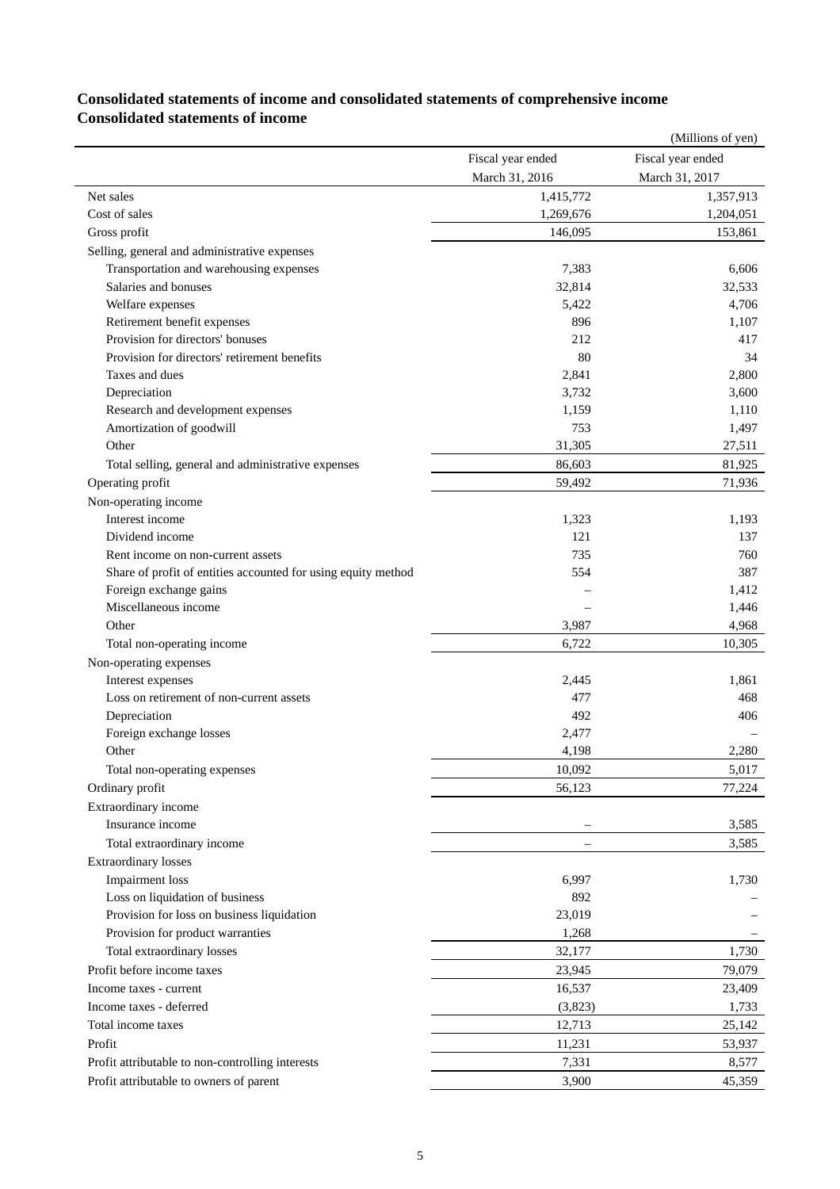## Consolidated statements of income and consolidated statements of comprehensive income

## Consolidated statements of income

(Millions of yen)

| | Fiscal year ended March 31, 2016 | Fiscal year ended March 31, 2017 |
|---|---|---|
| Net sales | 1,415,772 | 1,357,913 |
| Cost of sales | 1,269,676 | 1,204,051 |
| Gross profit | 146,095 | 153,861 |
| Selling, general and administrative expenses | | |
| Transportation and warehousing expenses | 7,383 | 6,606 |
| Salaries and bonuses | 32,814 | 32,533 |
| Welfare expenses | 5,422 | 4,706 |
| Retirement benefit expenses | 896 | 1,107 |
| Provision for directors' bonuses | 212 | 417 |
| Provision for directors' retirement benefits | 80 | 34 |
| Taxes and dues | 2,841 | 2,800 |
| Depreciation | 3,732 | 3,600 |
| Research and development expenses | 1,159 | 1,110 |
| Amortization of goodwill | 753 | 1,497 |
| Other | 31,305 | 27,511 |
| Total selling, general and administrative expenses | 86,603 | 81,925 |
| Operating profit | 59,492 | 71,936 |
| Non-operating income | | |
| Interest income | 1,323 | 1,193 |
| Dividend income | 121 | 137 |
| Rent income on non-current assets | 735 | 760 |
| Share of profit of entities accounted for using equity method | 554 | 387 |
| Foreign exchange gains | – | 1,412 |
| Miscellaneous income | – | 1,446 |
| Other | 3,987 | 4,968 |
| Total non-operating income | 6,722 | 10,305 |
| Non-operating expenses | | |
| Interest expenses | 2,445 | 1,861 |
| Loss on retirement of non-current assets | 477 | 468 |
| Depreciation | 492 | 406 |
| Foreign exchange losses | 2,477 | – |
| Other | 4,198 | 2,280 |
| Total non-operating expenses | 10,092 | 5,017 |
| Ordinary profit | 56,123 | 77,224 |
| Extraordinary income | | |
| Insurance income | – | 3,585 |
| Total extraordinary income | – | 3,585 |
| Extraordinary losses | | |
| Impairment loss | 6,997 | 1,730 |
| Loss on liquidation of business | 892 | – |
| Provision for loss on business liquidation | 23,019 | – |
| Provision for product warranties | 1,268 | – |
| Total extraordinary losses | 32,177 | 1,730 |
| Profit before income taxes | 23,945 | 79,079 |
| Income taxes - current | 16,537 | 23,409 |
| Income taxes - deferred | (3,823) | 1,733 |
| Total income taxes | 12,713 | 25,142 |
| Profit | 11,231 | 53,937 |
| Profit attributable to non-controlling interests | 7,331 | 8,577 |
| Profit attributable to owners of parent | 3,900 | 45,359 |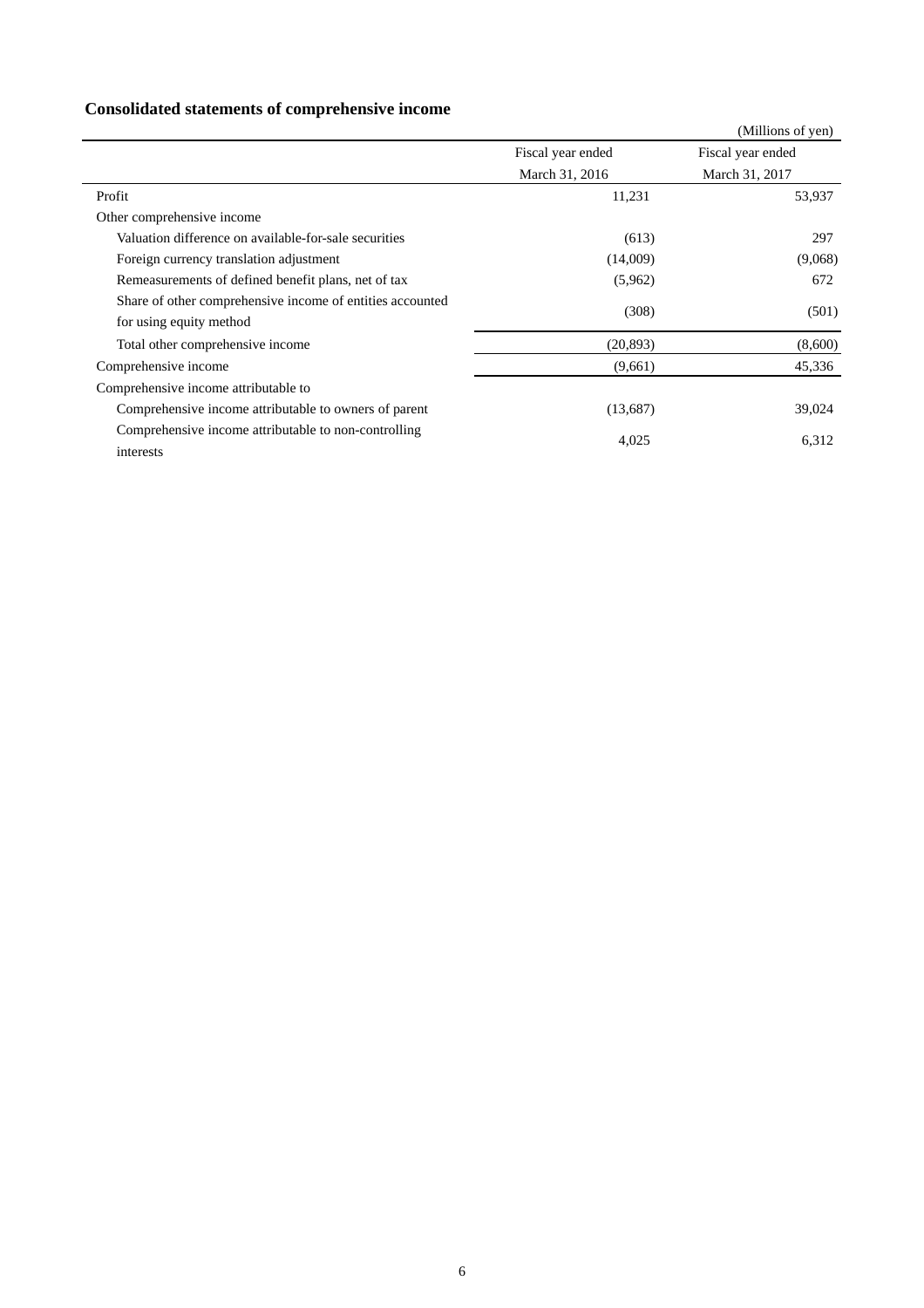## Consolidated statements of comprehensive income

(Millions of yen)

| | Fiscal year ended March 31, 2016 | Fiscal year ended March 31, 2017 |
|---|---|---|
| Profit | 11,231 | 53,937 |
| Other comprehensive income | | |
| Valuation difference on available-for-sale securities | (613) | 297 |
| Foreign currency translation adjustment | (14,009) | (9,068) |
| Remeasurements of defined benefit plans, net of tax | (5,962) | 672 |
| Share of other comprehensive income of entities accounted for using equity method | (308) | (501) |
| Total other comprehensive income | (20,893) | (8,600) |
| Comprehensive income | (9,661) | 45,336 |
| Comprehensive income attributable to | | |
| Comprehensive income attributable to owners of parent | (13,687) | 39,024 |
| Comprehensive income attributable to non-controlling interests | 4,025 | 6,312 |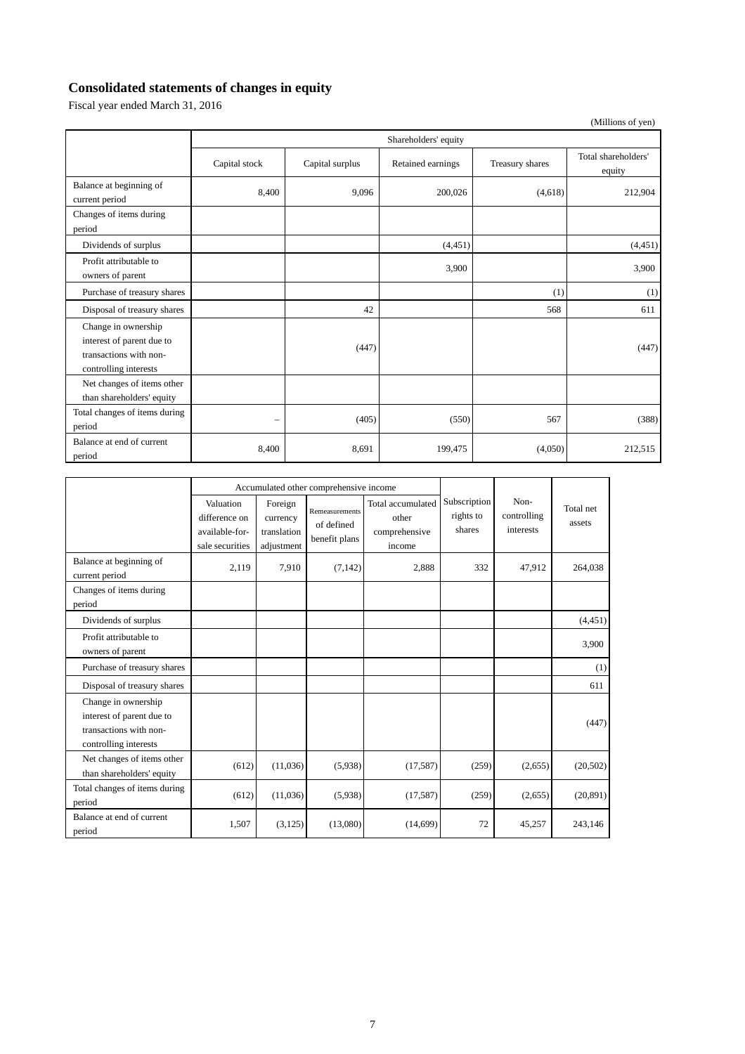# Consolidated statements of changes in equity

Fiscal year ended March 31, 2016

(Millions of yen)

| | Shareholders' equity | | | | |
|---|---|---|---|---|---|
| | Capital stock | Capital surplus | Retained earnings | Treasury shares | Total shareholders' equity |
| Balance at beginning of current period | 8,400 | 9,096 | 200,026 | (4,618) | 212,904 |
| Changes of items during period | | | | | |
| Dividends of surplus | | | (4,451) | | (4,451) |
| Profit attributable to owners of parent | | | 3,900 | | 3,900 |
| Purchase of treasury shares | | | | (1) | (1) |
| Disposal of treasury shares | | 42 | | 568 | 611 |
| Change in ownership interest of parent due to transactions with non-controlling interests | | (447) | | | (447) |
| Net changes of items other than shareholders' equity | | | | | |
| Total changes of items during period | – | (405) | (550) | 567 | (388) |
| Balance at end of current period | 8,400 | 8,691 | 199,475 | (4,050) | 212,515 |

| | Accumulated other comprehensive income | | | | Subscription rights to shares | Non-controlling interests | Total net assets |
|---|---|---|---|---|---|---|---|
| | Valuation difference on available-for-sale securities | Foreign currency translation adjustment | Remeasurements of defined benefit plans | Total accumulated other comprehensive income | | | |
| Balance at beginning of current period | 2,119 | 7,910 | (7,142) | 2,888 | 332 | 47,912 | 264,038 |
| Changes of items during period | | | | | | | |
| Dividends of surplus | | | | | | | (4,451) |
| Profit attributable to owners of parent | | | | | | | 3,900 |
| Purchase of treasury shares | | | | | | | (1) |
| Disposal of treasury shares | | | | | | | 611 |
| Change in ownership interest of parent due to transactions with non-controlling interests | | | | | | | (447) |
| Net changes of items other than shareholders' equity | (612) | (11,036) | (5,938) | (17,587) | (259) | (2,655) | (20,502) |
| Total changes of items during period | (612) | (11,036) | (5,938) | (17,587) | (259) | (2,655) | (20,891) |
| Balance at end of current period | 1,507 | (3,125) | (13,080) | (14,699) | 72 | 45,257 | 243,146 |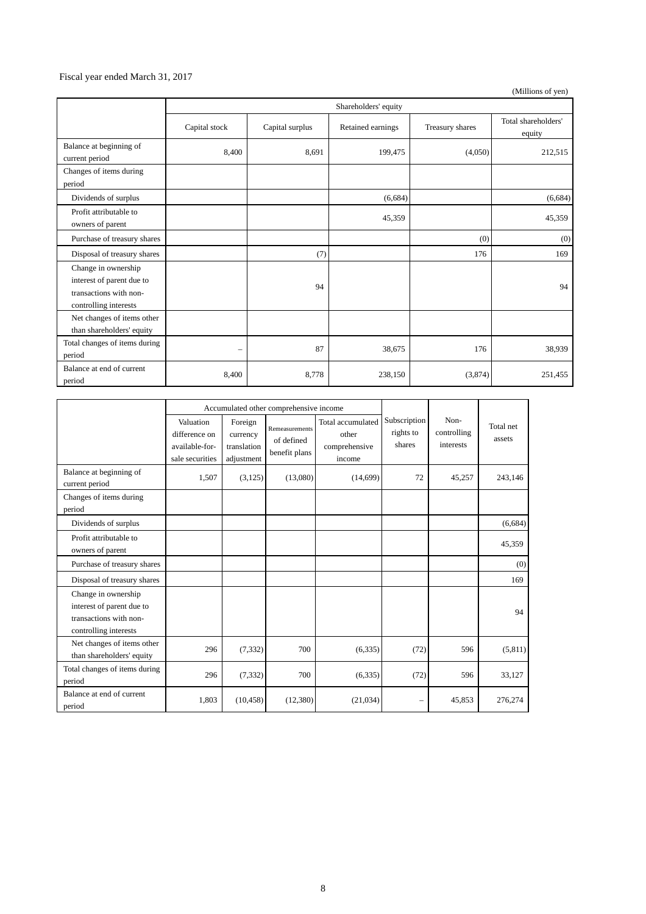Fiscal year ended March 31, 2017

(Millions of yen)

| | Shareholders' equity | | | | |
|---|---|---|---|---|---|
| | Capital stock | Capital surplus | Retained earnings | Treasury shares | Total shareholders' equity |
| Balance at beginning of current period | 8,400 | 8,691 | 199,475 | (4,050) | 212,515 |
| Changes of items during period | | | | | |
| Dividends of surplus | | | (6,684) | | (6,684) |
| Profit attributable to owners of parent | | | 45,359 | | 45,359 |
| Purchase of treasury shares | | | | (0) | (0) |
| Disposal of treasury shares | | (7) | | 176 | 169 |
| Change in ownership interest of parent due to transactions with non-controlling interests | | 94 | | | 94 |
| Net changes of items other than shareholders' equity | | | | | |
| Total changes of items during period | – | 87 | 38,675 | 176 | 38,939 |
| Balance at end of current period | 8,400 | 8,778 | 238,150 | (3,874) | 251,455 |

| | Accumulated other comprehensive income | | | | Subscription rights to shares | Non-controlling interests | Total net assets |
|---|---|---|---|---|---|---|---|
| | Valuation difference on available-for-sale securities | Foreign currency translation adjustment | Remeasurements of defined benefit plans | Total accumulated other comprehensive income | | | |
| Balance at beginning of current period | 1,507 | (3,125) | (13,080) | (14,699) | 72 | 45,257 | 243,146 |
| Changes of items during period | | | | | | | |
| Dividends of surplus | | | | | | | (6,684) |
| Profit attributable to owners of parent | | | | | | | 45,359 |
| Purchase of treasury shares | | | | | | | (0) |
| Disposal of treasury shares | | | | | | | 169 |
| Change in ownership interest of parent due to transactions with non-controlling interests | | | | | | | 94 |
| Net changes of items other than shareholders' equity | 296 | (7,332) | 700 | (6,335) | (72) | 596 | (5,811) |
| Total changes of items during period | 296 | (7,332) | 700 | (6,335) | (72) | 596 | 33,127 |
| Balance at end of current period | 1,803 | (10,458) | (12,380) | (21,034) | – | 45,853 | 276,274 |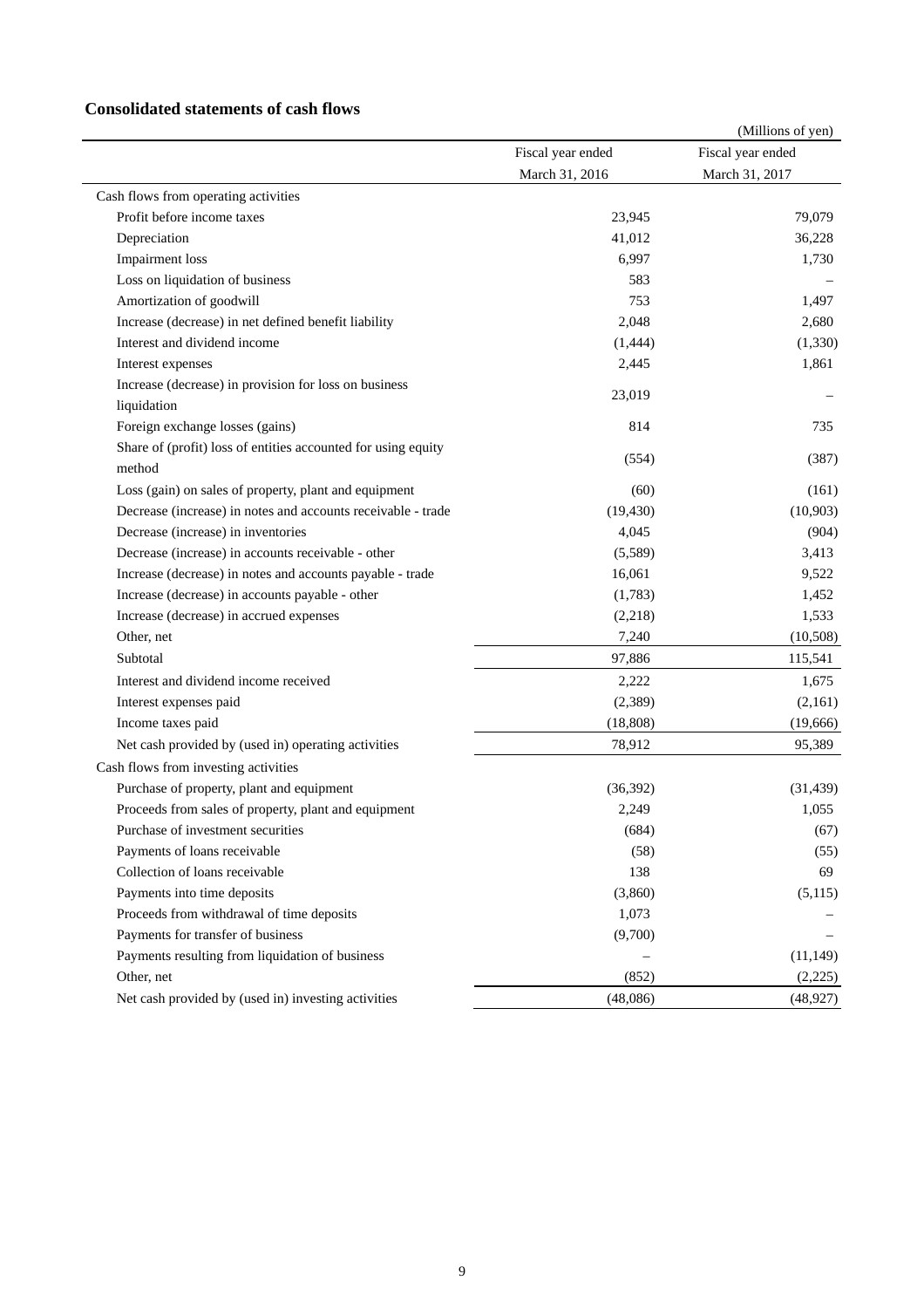## Consolidated statements of cash flows

(Millions of yen)

| | Fiscal year ended March 31, 2016 | Fiscal year ended March 31, 2017 |
|---|---|---|
| Cash flows from operating activities | | |
| Profit before income taxes | 23,945 | 79,079 |
| Depreciation | 41,012 | 36,228 |
| Impairment loss | 6,997 | 1,730 |
| Loss on liquidation of business | 583 | – |
| Amortization of goodwill | 753 | 1,497 |
| Increase (decrease) in net defined benefit liability | 2,048 | 2,680 |
| Interest and dividend income | (1,444) | (1,330) |
| Interest expenses | 2,445 | 1,861 |
| Increase (decrease) in provision for loss on business liquidation | 23,019 | – |
| Foreign exchange losses (gains) | 814 | 735 |
| Share of (profit) loss of entities accounted for using equity method | (554) | (387) |
| Loss (gain) on sales of property, plant and equipment | (60) | (161) |
| Decrease (increase) in notes and accounts receivable - trade | (19,430) | (10,903) |
| Decrease (increase) in inventories | 4,045 | (904) |
| Decrease (increase) in accounts receivable - other | (5,589) | 3,413 |
| Increase (decrease) in notes and accounts payable - trade | 16,061 | 9,522 |
| Increase (decrease) in accounts payable - other | (1,783) | 1,452 |
| Increase (decrease) in accrued expenses | (2,218) | 1,533 |
| Other, net | 7,240 | (10,508) |
| Subtotal | 97,886 | 115,541 |
| Interest and dividend income received | 2,222 | 1,675 |
| Interest expenses paid | (2,389) | (2,161) |
| Income taxes paid | (18,808) | (19,666) |
| Net cash provided by (used in) operating activities | 78,912 | 95,389 |
| Cash flows from investing activities | | |
| Purchase of property, plant and equipment | (36,392) | (31,439) |
| Proceeds from sales of property, plant and equipment | 2,249 | 1,055 |
| Purchase of investment securities | (684) | (67) |
| Payments of loans receivable | (58) | (55) |
| Collection of loans receivable | 138 | 69 |
| Payments into time deposits | (3,860) | (5,115) |
| Proceeds from withdrawal of time deposits | 1,073 | – |
| Payments for transfer of business | (9,700) | – |
| Payments resulting from liquidation of business | – | (11,149) |
| Other, net | (852) | (2,225) |
| Net cash provided by (used in) investing activities | (48,086) | (48,927) |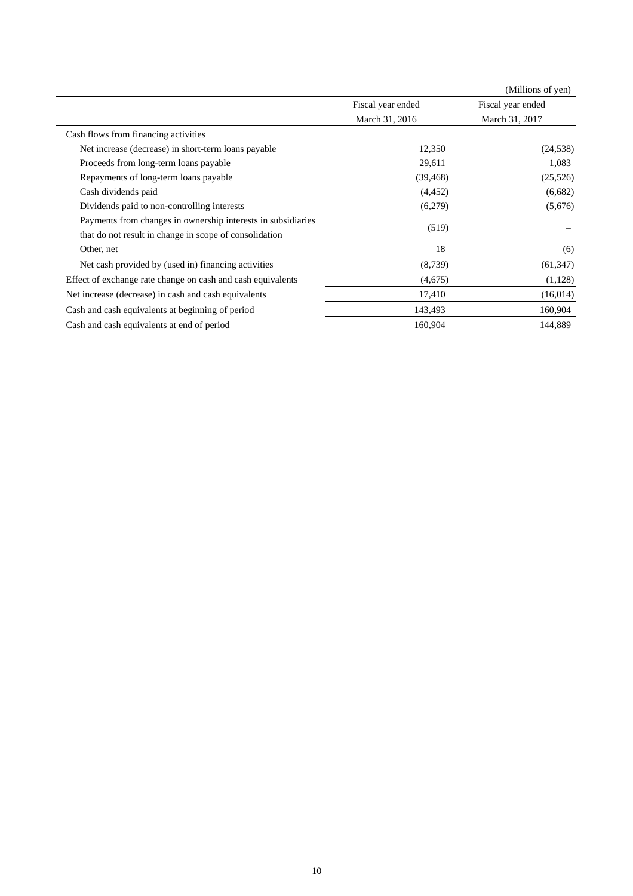(Millions of yen)

| | Fiscal year ended March 31, 2016 | Fiscal year ended March 31, 2017 |
|---|---|---|
| Cash flows from financing activities | | |
| Net increase (decrease) in short-term loans payable | 12,350 | (24,538) |
| Proceeds from long-term loans payable | 29,611 | 1,083 |
| Repayments of long-term loans payable | (39,468) | (25,526) |
| Cash dividends paid | (4,452) | (6,682) |
| Dividends paid to non-controlling interests | (6,279) | (5,676) |
| Payments from changes in ownership interests in subsidiaries that do not result in change in scope of consolidation | (519) | – |
| Other, net | 18 | (6) |
| Net cash provided by (used in) financing activities | (8,739) | (61,347) |
| Effect of exchange rate change on cash and cash equivalents | (4,675) | (1,128) |
| Net increase (decrease) in cash and cash equivalents | 17,410 | (16,014) |
| Cash and cash equivalents at beginning of period | 143,493 | 160,904 |
| Cash and cash equivalents at end of period | 160,904 | 144,889 |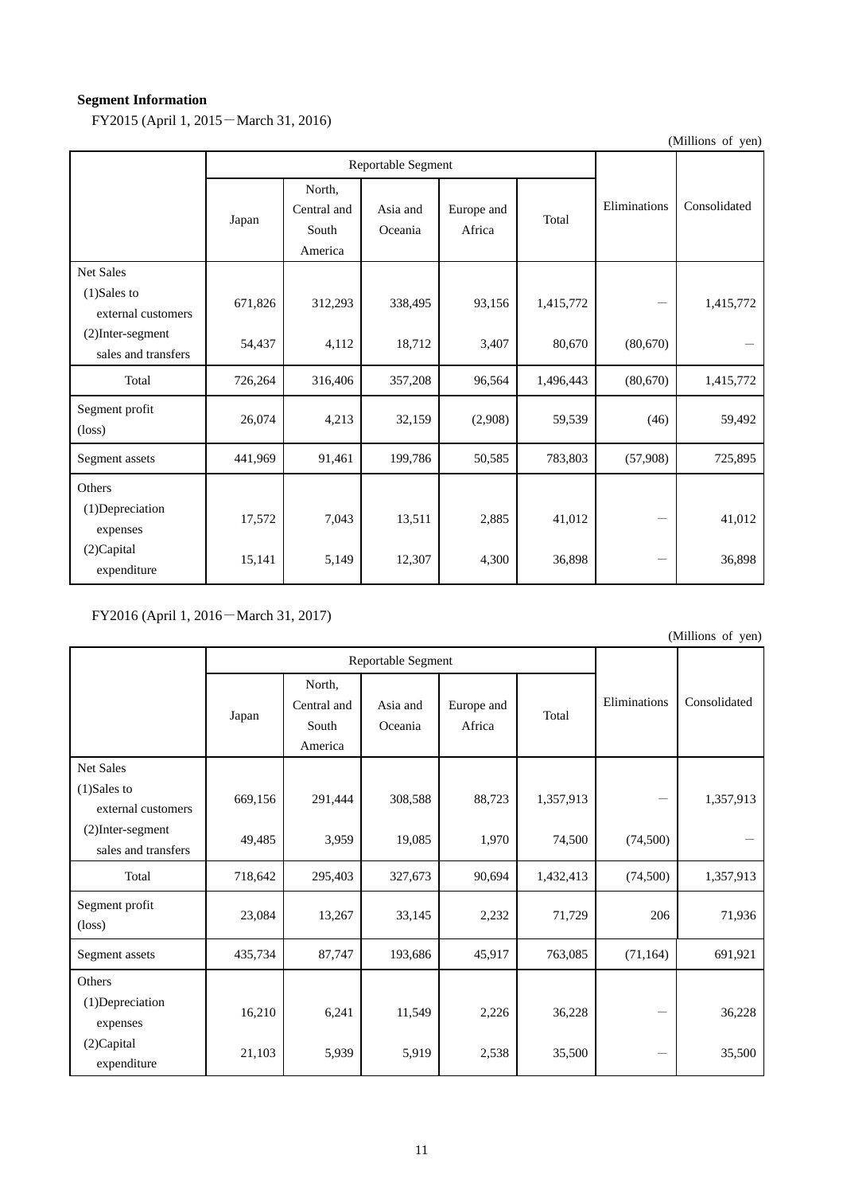**Segment Information**

FY2015 (April 1, 2015－March 31, 2016)

(Millions of yen)

| | Reportable Segment | | | | | Eliminations | Consolidated |
|---|---|---|---|---|---|---|---|
| | Japan | North, Central and South America | Asia and Oceania | Europe and Africa | Total | | |
| Net Sales | | | | | | | |
| (1)Sales to external customers | 671,826 | 312,293 | 338,495 | 93,156 | 1,415,772 | － | 1,415,772 |
| (2)Inter-segment sales and transfers | 54,437 | 4,112 | 18,712 | 3,407 | 80,670 | (80,670) | － |
| Total | 726,264 | 316,406 | 357,208 | 96,564 | 1,496,443 | (80,670) | 1,415,772 |
| Segment profit (loss) | 26,074 | 4,213 | 32,159 | (2,908) | 59,539 | (46) | 59,492 |
| Segment assets | 441,969 | 91,461 | 199,786 | 50,585 | 783,803 | (57,908) | 725,895 |
| Others | | | | | | | |
| (1)Depreciation expenses | 17,572 | 7,043 | 13,511 | 2,885 | 41,012 | － | 41,012 |
| (2)Capital expenditure | 15,141 | 5,149 | 12,307 | 4,300 | 36,898 | － | 36,898 |

FY2016 (April 1, 2016－March 31, 2017)

(Millions of yen)

| | Reportable Segment | | | | | Eliminations | Consolidated |
|---|---|---|---|---|---|---|---|
| | Japan | North, Central and South America | Asia and Oceania | Europe and Africa | Total | | |
| Net Sales | | | | | | | |
| (1)Sales to external customers | 669,156 | 291,444 | 308,588 | 88,723 | 1,357,913 | － | 1,357,913 |
| (2)Inter-segment sales and transfers | 49,485 | 3,959 | 19,085 | 1,970 | 74,500 | (74,500) | － |
| Total | 718,642 | 295,403 | 327,673 | 90,694 | 1,432,413 | (74,500) | 1,357,913 |
| Segment profit (loss) | 23,084 | 13,267 | 33,145 | 2,232 | 71,729 | 206 | 71,936 |
| Segment assets | 435,734 | 87,747 | 193,686 | 45,917 | 763,085 | (71,164) | 691,921 |
| Others | | | | | | | |
| (1)Depreciation expenses | 16,210 | 6,241 | 11,549 | 2,226 | 36,228 | － | 36,228 |
| (2)Capital expenditure | 21,103 | 5,939 | 5,919 | 2,538 | 35,500 | － | 35,500 |